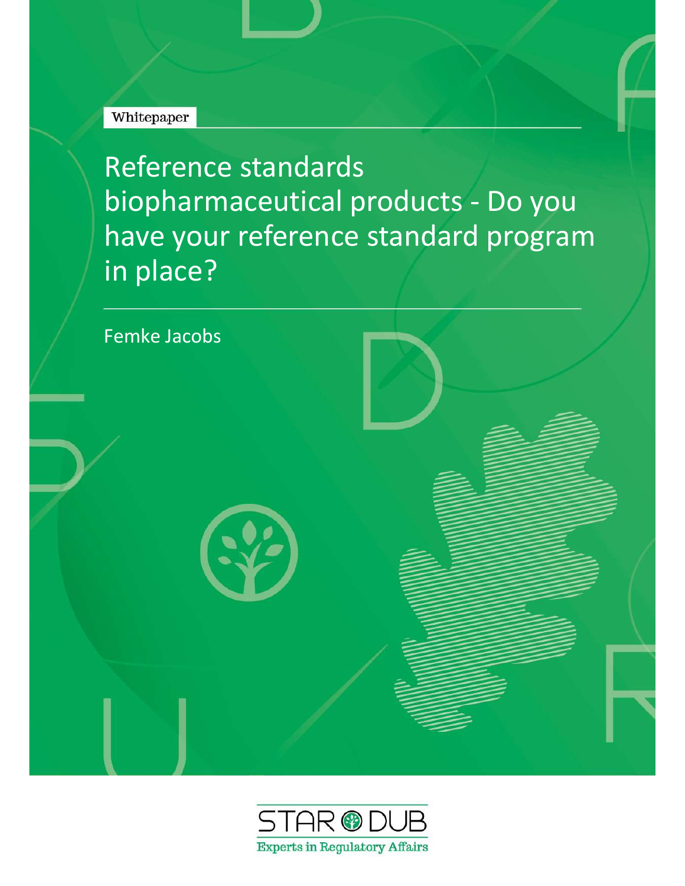Whitepaper

# Reference standards biopharmaceutical products - Do you have your reference standard program in place?

Femke Jacobs

STAR DUB

Experts in Regulatory Affairs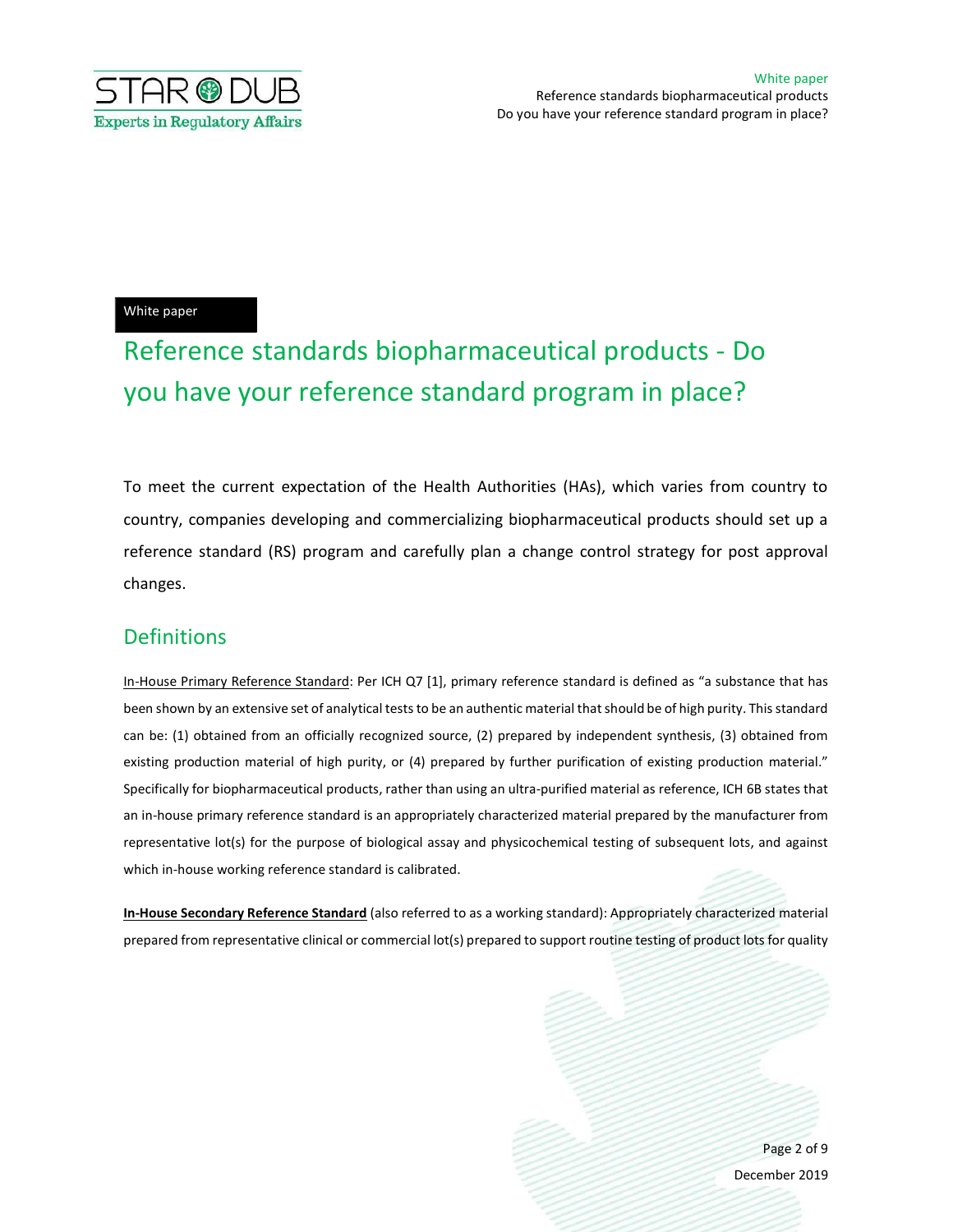White paper

# Reference standards biopharmaceutical products - Do you have your reference standard program in place?

To meet the current expectation of the Health Authorities (HAs), which varies from country to country, companies developing and commercializing biopharmaceutical products should set up a reference standard (RS) program and carefully plan a change control strategy for post approval changes.

## Definitions

In-House Primary Reference Standard: Per ICH Q7 [1], primary reference standard is defined as "a substance that has been shown by an extensive set of analytical tests to be an authentic material that should be of high purity. This standard can be: (1) obtained from an officially recognized source, (2) prepared by independent synthesis, (3) obtained from existing production material of high purity, or (4) prepared by further purification of existing production material." Specifically for biopharmaceutical products, rather than using an ultra-purified material as reference, ICH 6B states that an in-house primary reference standard is an appropriately characterized material prepared by the manufacturer from representative lot(s) for the purpose of biological assay and physicochemical testing of subsequent lots, and against which in-house working reference standard is calibrated.

**In-House Secondary Reference Standard** (also referred to as a working standard): Appropriately characterized material prepared from representative clinical or commercial lot(s) prepared to support routine testing of product lots for quality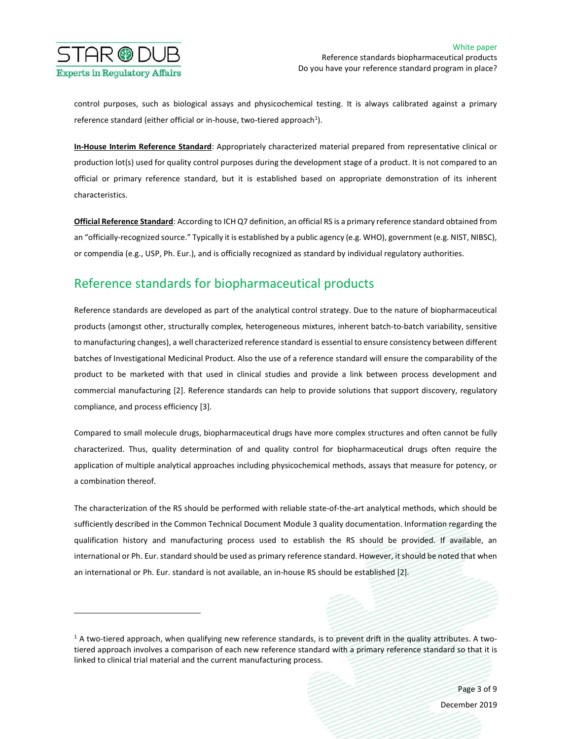control purposes, such as biological assays and physicochemical testing. It is always calibrated against a primary reference standard (either official or in-house, two-tiered approach[1]).

**In-House Interim Reference Standard**: Appropriately characterized material prepared from representative clinical or production lot(s) used for quality control purposes during the development stage of a product. It is not compared to an official or primary reference standard, but it is established based on appropriate demonstration of its inherent characteristics.

**Official Reference Standard**: According to ICH Q7 definition, an official RS is a primary reference standard obtained from an "officially-recognized source." Typically it is established by a public agency (e.g. WHO), government (e.g. NIST, NIBSC), or compendia (e.g., USP, Ph. Eur.), and is officially recognized as standard by individual regulatory authorities.

## Reference standards for biopharmaceutical products

Reference standards are developed as part of the analytical control strategy. Due to the nature of biopharmaceutical products (amongst other, structurally complex, heterogeneous mixtures, inherent batch-to-batch variability, sensitive to manufacturing changes), a well characterized reference standard is essential to ensure consistency between different batches of Investigational Medicinal Product. Also the use of a reference standard will ensure the comparability of the product to be marketed with that used in clinical studies and provide a link between process development and commercial manufacturing [2]. Reference standards can help to provide solutions that support discovery, regulatory compliance, and process efficiency [3].

Compared to small molecule drugs, biopharmaceutical drugs have more complex structures and often cannot be fully characterized. Thus, quality determination of and quality control for biopharmaceutical drugs often require the application of multiple analytical approaches including physicochemical methods, assays that measure for potency, or a combination thereof.

The characterization of the RS should be performed with reliable state-of-the-art analytical methods, which should be sufficiently described in the Common Technical Document Module 3 quality documentation. Information regarding the qualification history and manufacturing process used to establish the RS should be provided. If available, an international or Ph. Eur. standard should be used as primary reference standard. However, it should be noted that when an international or Ph. Eur. standard is not available, an in-house RS should be established [2].

---

[1] A two-tiered approach, when qualifying new reference standards, is to prevent drift in the quality attributes. A two-tiered approach involves a comparison of each new reference standard with a primary reference standard so that it is linked to clinical trial material and the current manufacturing process.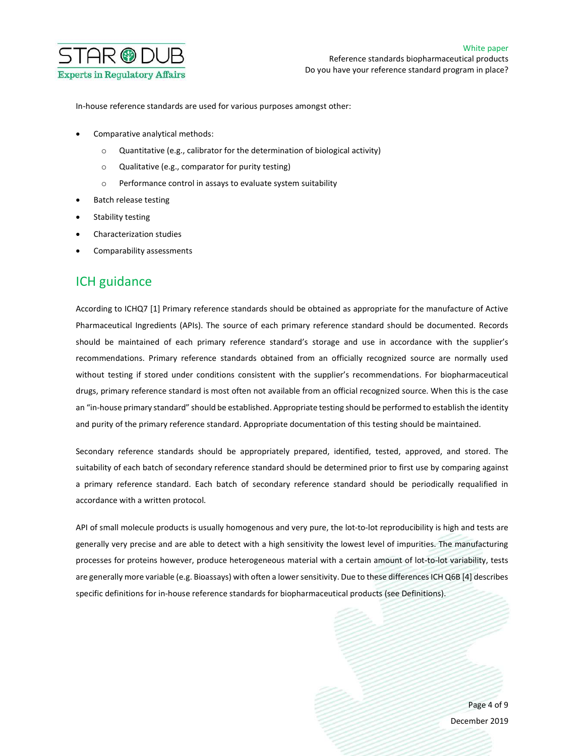In-house reference standards are used for various purposes amongst other:

- Comparative analytical methods:
  - Quantitative (e.g., calibrator for the determination of biological activity)
  - Qualitative (e.g., comparator for purity testing)
  - Performance control in assays to evaluate system suitability
- Batch release testing
- Stability testing
- Characterization studies
- Comparability assessments

## ICH guidance

According to ICHQ7 [1] Primary reference standards should be obtained as appropriate for the manufacture of Active Pharmaceutical Ingredients (APIs). The source of each primary reference standard should be documented. Records should be maintained of each primary reference standard's storage and use in accordance with the supplier's recommendations. Primary reference standards obtained from an officially recognized source are normally used without testing if stored under conditions consistent with the supplier's recommendations. For biopharmaceutical drugs, primary reference standard is most often not available from an official recognized source. When this is the case an "in-house primary standard" should be established. Appropriate testing should be performed to establish the identity and purity of the primary reference standard. Appropriate documentation of this testing should be maintained.

Secondary reference standards should be appropriately prepared, identified, tested, approved, and stored. The suitability of each batch of secondary reference standard should be determined prior to first use by comparing against a primary reference standard. Each batch of secondary reference standard should be periodically requalified in accordance with a written protocol.

API of small molecule products is usually homogenous and very pure, the lot-to-lot reproducibility is high and tests are generally very precise and are able to detect with a high sensitivity the lowest level of impurities. The manufacturing processes for proteins however, produce heterogeneous material with a certain amount of lot-to-lot variability, tests are generally more variable (e.g. Bioassays) with often a lower sensitivity. Due to these differences ICH Q6B [4] describes specific definitions for in-house reference standards for biopharmaceutical products (see Definitions).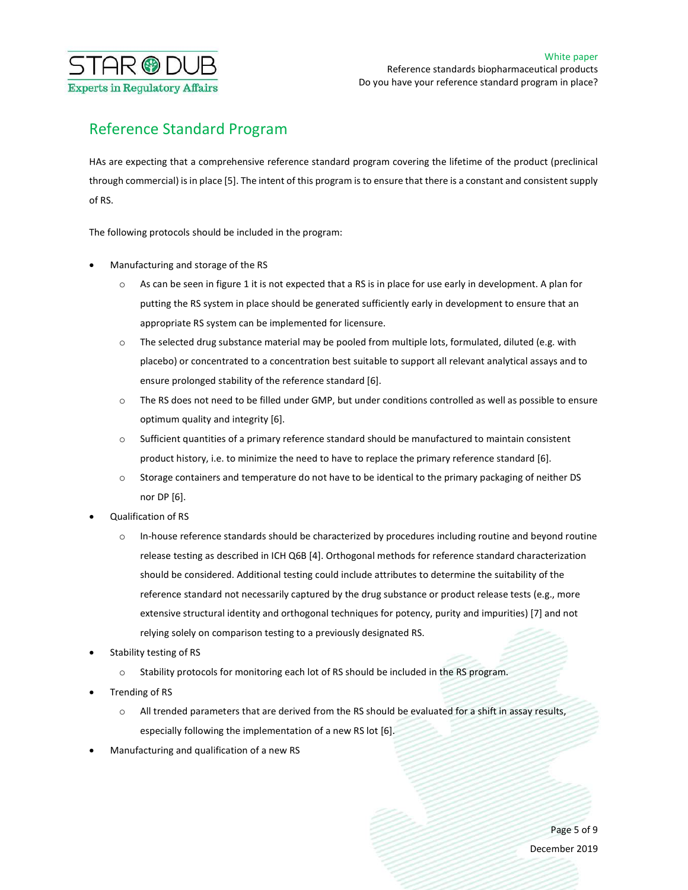## Reference Standard Program

HAs are expecting that a comprehensive reference standard program covering the lifetime of the product (preclinical through commercial) is in place [5]. The intent of this program is to ensure that there is a constant and consistent supply of RS.

The following protocols should be included in the program:

- Manufacturing and storage of the RS
  - As can be seen in figure 1 it is not expected that a RS is in place for use early in development. A plan for putting the RS system in place should be generated sufficiently early in development to ensure that an appropriate RS system can be implemented for licensure.
  - The selected drug substance material may be pooled from multiple lots, formulated, diluted (e.g. with placebo) or concentrated to a concentration best suitable to support all relevant analytical assays and to ensure prolonged stability of the reference standard [6].
  - The RS does not need to be filled under GMP, but under conditions controlled as well as possible to ensure optimum quality and integrity [6].
  - Sufficient quantities of a primary reference standard should be manufactured to maintain consistent product history, i.e. to minimize the need to have to replace the primary reference standard [6].
  - Storage containers and temperature do not have to be identical to the primary packaging of neither DS nor DP [6].
- Qualification of RS
  - In-house reference standards should be characterized by procedures including routine and beyond routine release testing as described in ICH Q6B [4]. Orthogonal methods for reference standard characterization should be considered. Additional testing could include attributes to determine the suitability of the reference standard not necessarily captured by the drug substance or product release tests (e.g., more extensive structural identity and orthogonal techniques for potency, purity and impurities) [7] and not relying solely on comparison testing to a previously designated RS.
- Stability testing of RS
  - Stability protocols for monitoring each lot of RS should be included in the RS program.
- Trending of RS
  - All trended parameters that are derived from the RS should be evaluated for a shift in assay results, especially following the implementation of a new RS lot [6].
- Manufacturing and qualification of a new RS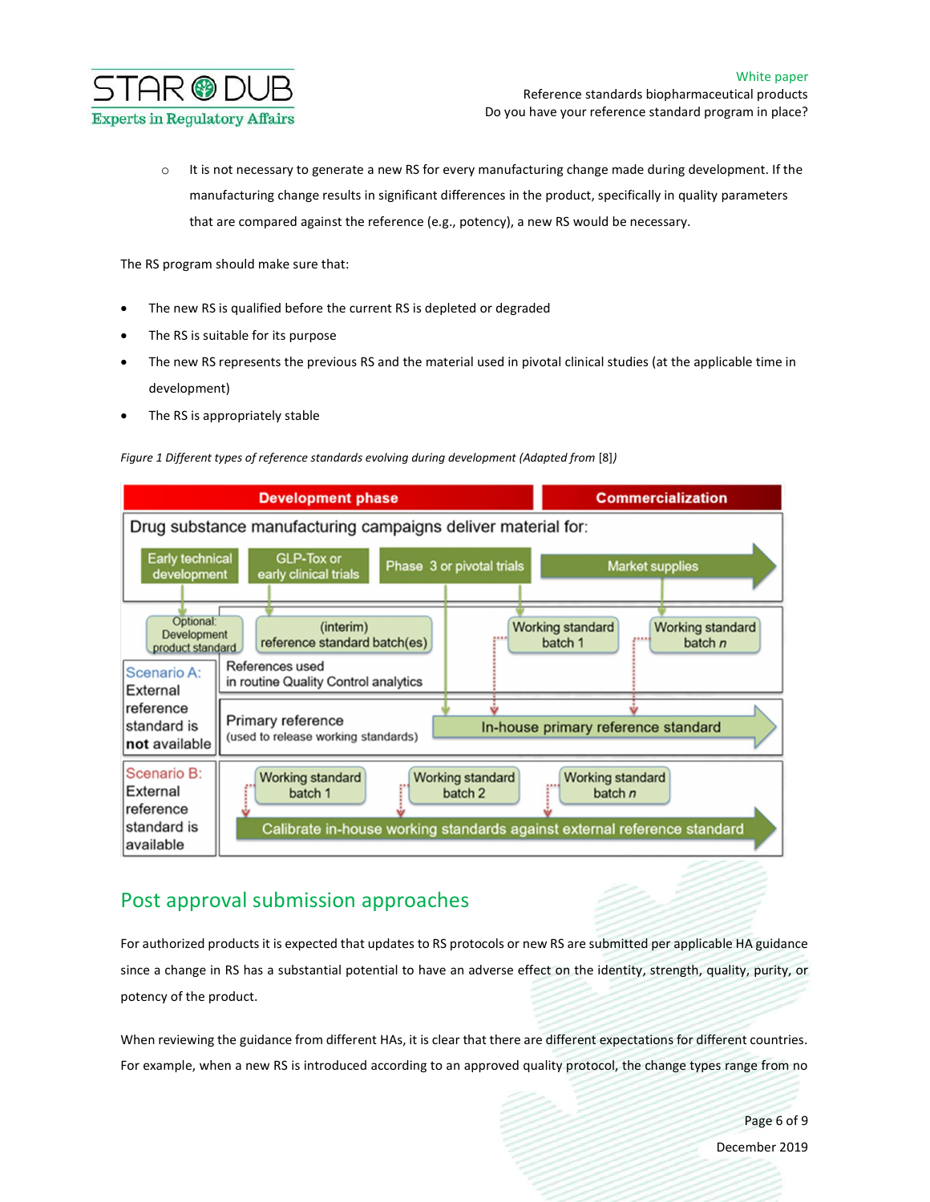- It is not necessary to generate a new RS for every manufacturing change made during development. If the manufacturing change results in significant differences in the product, specifically in quality parameters that are compared against the reference (e.g., potency), a new RS would be necessary.

The RS program should make sure that:

- The new RS is qualified before the current RS is depleted or degraded
- The RS is suitable for its purpose
- The new RS represents the previous RS and the material used in pivotal clinical studies (at the applicable time in development)
- The RS is appropriately stable

*Figure 1 Different types of reference standards evolving during development (Adapted from* [8]*)*

## Post approval submission approaches

For authorized products it is expected that updates to RS protocols or new RS are submitted per applicable HA guidance since a change in RS has a substantial potential to have an adverse effect on the identity, strength, quality, purity, or potency of the product.

When reviewing the guidance from different HAs, it is clear that there are different expectations for different countries. For example, when a new RS is introduced according to an approved quality protocol, the change types range from no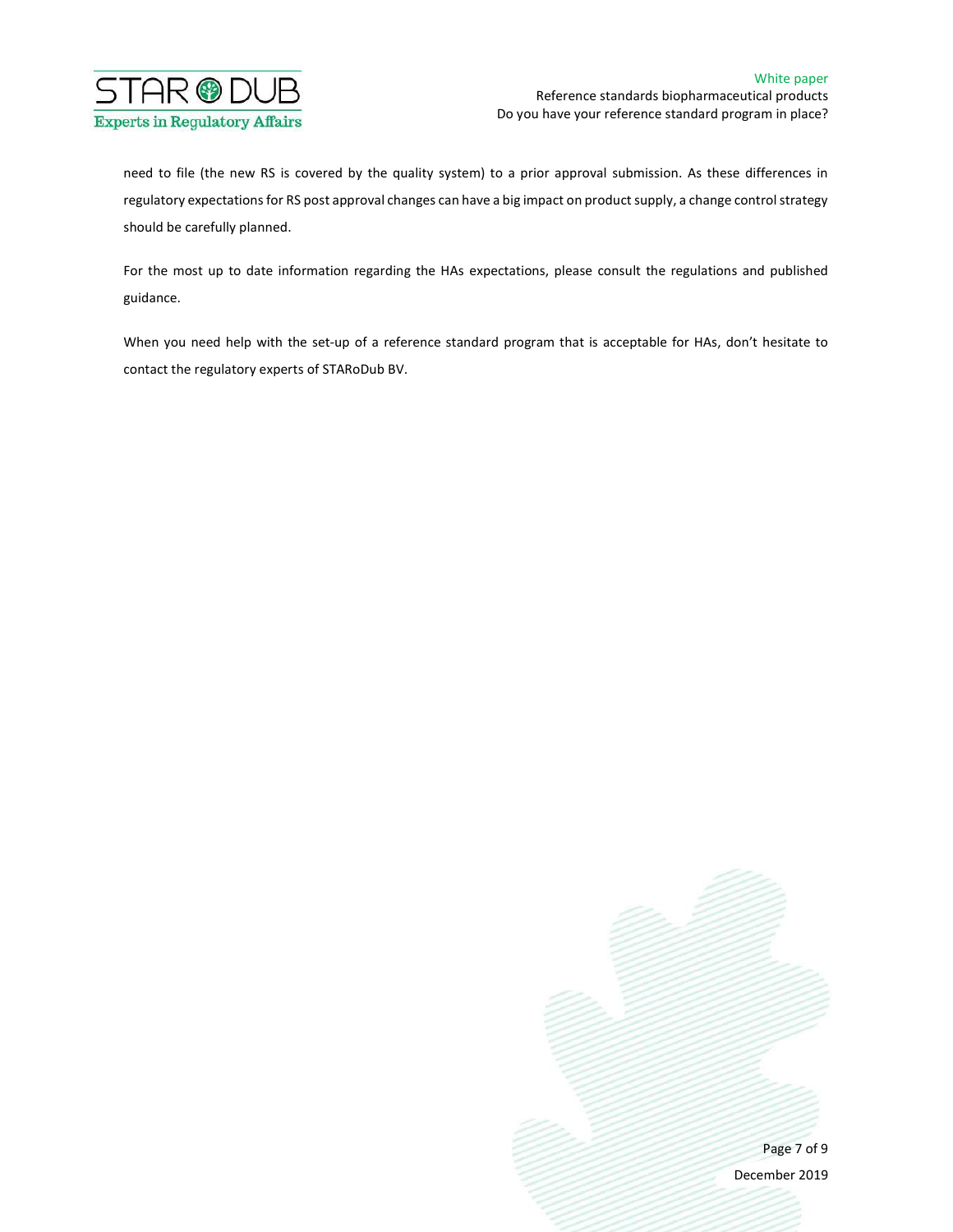need to file (the new RS is covered by the quality system) to a prior approval submission. As these differences in regulatory expectations for RS post approval changes can have a big impact on product supply, a change control strategy should be carefully planned.

For the most up to date information regarding the HAs expectations, please consult the regulations and published guidance.

When you need help with the set-up of a reference standard program that is acceptable for HAs, don't hesitate to contact the regulatory experts of STARoDub BV.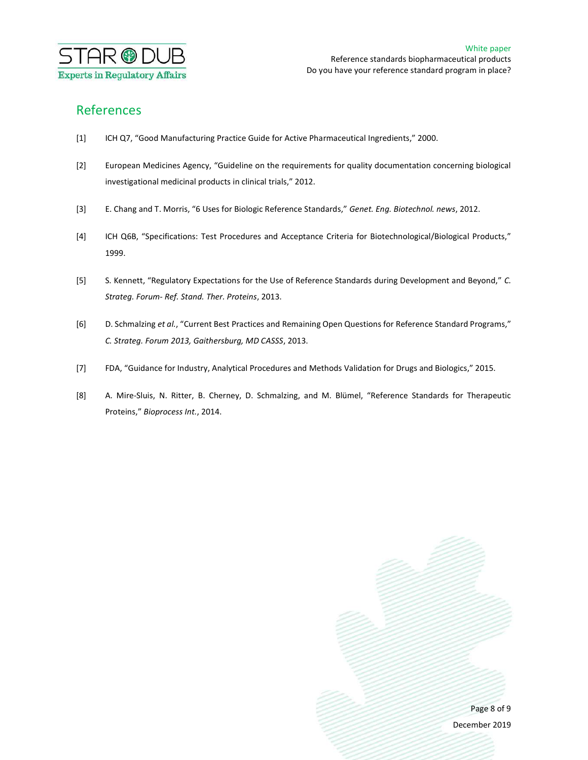## References

[1] ICH Q7, "Good Manufacturing Practice Guide for Active Pharmaceutical Ingredients," 2000.

[2] European Medicines Agency, "Guideline on the requirements for quality documentation concerning biological investigational medicinal products in clinical trials," 2012.

[3] E. Chang and T. Morris, "6 Uses for Biologic Reference Standards," *Genet. Eng. Biotechnol. news*, 2012.

[4] ICH Q6B, "Specifications: Test Procedures and Acceptance Criteria for Biotechnological/Biological Products," 1999.

[5] S. Kennett, "Regulatory Expectations for the Use of Reference Standards during Development and Beyond," *C. Strateg. Forum- Ref. Stand. Ther. Proteins*, 2013.

[6] D. Schmalzing *et al.*, "Current Best Practices and Remaining Open Questions for Reference Standard Programs," *C. Strateg. Forum 2013, Gaithersburg, MD CASSS*, 2013.

[7] FDA, "Guidance for Industry, Analytical Procedures and Methods Validation for Drugs and Biologics," 2015.

[8] A. Mire-Sluis, N. Ritter, B. Cherney, D. Schmalzing, and M. Blümel, "Reference Standards for Therapeutic Proteins," *Bioprocess Int.*, 2014.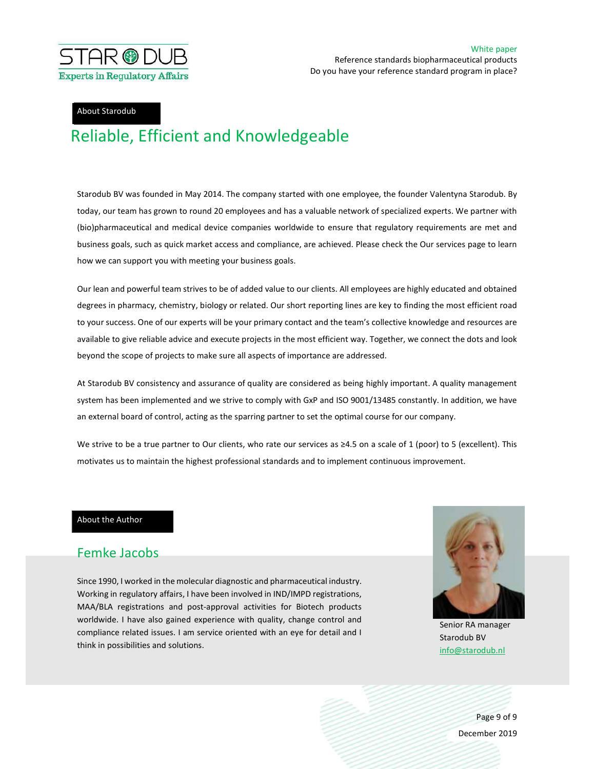About Starodub

# Reliable, Efficient and Knowledgeable

Starodub BV was founded in May 2014. The company started with one employee, the founder Valentyna Starodub. By today, our team has grown to round 20 employees and has a valuable network of specialized experts. We partner with (bio)pharmaceutical and medical device companies worldwide to ensure that regulatory requirements are met and business goals, such as quick market access and compliance, are achieved. Please check the Our services page to learn how we can support you with meeting your business goals.

Our lean and powerful team strives to be of added value to our clients. All employees are highly educated and obtained degrees in pharmacy, chemistry, biology or related. Our short reporting lines are key to finding the most efficient road to your success. One of our experts will be your primary contact and the team's collective knowledge and resources are available to give reliable advice and execute projects in the most efficient way. Together, we connect the dots and look beyond the scope of projects to make sure all aspects of importance are addressed.

At Starodub BV consistency and assurance of quality are considered as being highly important. A quality management system has been implemented and we strive to comply with GxP and ISO 9001/13485 constantly. In addition, we have an external board of control, acting as the sparring partner to set the optimal course for our company.

We strive to be a true partner to Our clients, who rate our services as ≥4.5 on a scale of 1 (poor) to 5 (excellent). This motivates us to maintain the highest professional standards and to implement continuous improvement.

About the Author

## Femke Jacobs

Since 1990, I worked in the molecular diagnostic and pharmaceutical industry. Working in regulatory affairs, I have been involved in IND/IMPD registrations, MAA/BLA registrations and post-approval activities for Biotech products worldwide. I have also gained experience with quality, change control and compliance related issues. I am service oriented with an eye for detail and I think in possibilities and solutions.

Senior RA manager
Starodub BV
info@starodub.nl

December 2019